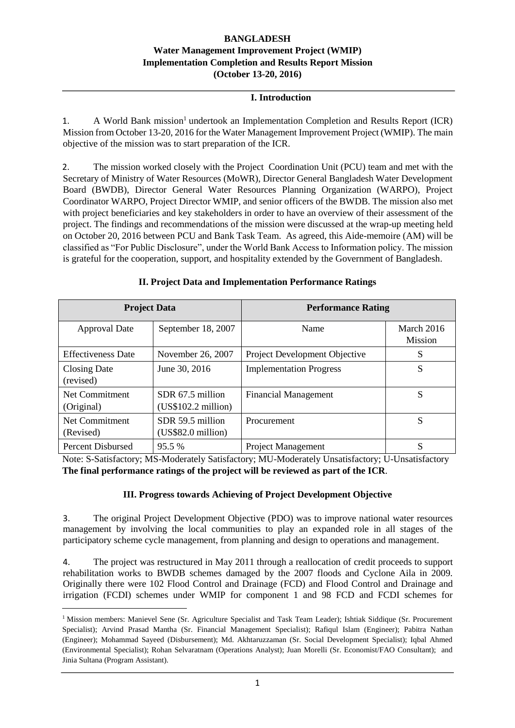**BANGLADESH**
**Water Management Improvement Project (WMIP)**
**Implementation Completion and Results Report Mission**
**(October 13-20, 2016)**

## I. Introduction

1. A World Bank mission[1] undertook an Implementation Completion and Results Report (ICR) Mission from October 13-20, 2016 for the Water Management Improvement Project (WMIP). The main objective of the mission was to start preparation of the ICR.

2. The mission worked closely with the Project Coordination Unit (PCU) team and met with the Secretary of Ministry of Water Resources (MoWR), Director General Bangladesh Water Development Board (BWDB), Director General Water Resources Planning Organization (WARPO), Project Coordinator WARPO, Project Director WMIP, and senior officers of the BWDB. The mission also met with project beneficiaries and key stakeholders in order to have an overview of their assessment of the project. The findings and recommendations of the mission were discussed at the wrap-up meeting held on October 20, 2016 between PCU and Bank Task Team. As agreed, this Aide-memoire (AM) will be classified as "For Public Disclosure", under the World Bank Access to Information policy. The mission is grateful for the cooperation, support, and hospitality extended by the Government of Bangladesh.

## II. Project Data and Implementation Performance Ratings

| Project Data | | Performance Rating | |
|---|---|---|---|
| Approval Date | September 18, 2007 | Name | March 2016 Mission |
| Effectiveness Date | November 26, 2007 | Project Development Objective | S |
| Closing Date (revised) | June 30, 2016 | Implementation Progress | S |
| Net Commitment (Original) | SDR 67.5 million (US$102.2 million) | Financial Management | S |
| Net Commitment (Revised) | SDR 59.5 million (US$82.0 million) | Procurement | S |
| Percent Disbursed | 95.5 % | Project Management | S |

Note: S-Satisfactory; MS-Moderately Satisfactory; MU-Moderately Unsatisfactory; U-Unsatisfactory
**The final performance ratings of the project will be reviewed as part of the ICR**.

## III. Progress towards Achieving of Project Development Objective

3. The original Project Development Objective (PDO) was to improve national water resources management by involving the local communities to play an expanded role in all stages of the participatory scheme cycle management, from planning and design to operations and management.

4. The project was restructured in May 2011 through a reallocation of credit proceeds to support rehabilitation works to BWDB schemes damaged by the 2007 floods and Cyclone Aila in 2009. Originally there were 102 Flood Control and Drainage (FCD) and Flood Control and Drainage and irrigation (FCDI) schemes under WMIP for component 1 and 98 FCD and FCDI schemes for

[1] Mission members: Manievel Sene (Sr. Agriculture Specialist and Task Team Leader); Ishtiak Siddique (Sr. Procurement Specialist); Arvind Prasad Mantha (Sr. Financial Management Specialist); Rafiqul Islam (Engineer); Pabitra Nathan (Engineer); Mohammad Sayeed (Disbursement); Md. Akhtaruzzaman (Sr. Social Development Specialist); Iqbal Ahmed (Environmental Specialist); Rohan Selvaratnam (Operations Analyst); Juan Morelli (Sr. Economist/FAO Consultant); and Jinia Sultana (Program Assistant).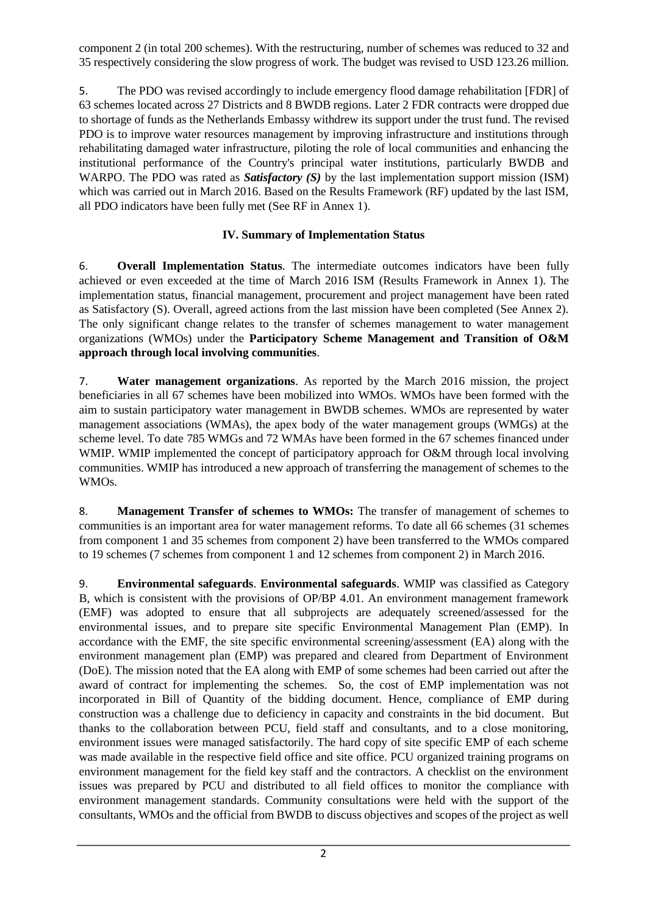component 2 (in total 200 schemes). With the restructuring, number of schemes was reduced to 32 and 35 respectively considering the slow progress of work. The budget was revised to USD 123.26 million.

5. The PDO was revised accordingly to include emergency flood damage rehabilitation [FDR] of 63 schemes located across 27 Districts and 8 BWDB regions. Later 2 FDR contracts were dropped due to shortage of funds as the Netherlands Embassy withdrew its support under the trust fund. The revised PDO is to improve water resources management by improving infrastructure and institutions through rehabilitating damaged water infrastructure, piloting the role of local communities and enhancing the institutional performance of the Country's principal water institutions, particularly BWDB and WARPO. The PDO was rated as ***Satisfactory (S)*** by the last implementation support mission (ISM) which was carried out in March 2016. Based on the Results Framework (RF) updated by the last ISM, all PDO indicators have been fully met (See RF in Annex 1).

## IV. Summary of Implementation Status

6. **Overall Implementation Status**. The intermediate outcomes indicators have been fully achieved or even exceeded at the time of March 2016 ISM (Results Framework in Annex 1). The implementation status, financial management, procurement and project management have been rated as Satisfactory (S). Overall, agreed actions from the last mission have been completed (See Annex 2). The only significant change relates to the transfer of schemes management to water management organizations (WMOs) under the **Participatory Scheme Management and Transition of O&M approach through local involving communities**.

7. **Water management organizations**. As reported by the March 2016 mission, the project beneficiaries in all 67 schemes have been mobilized into WMOs. WMOs have been formed with the aim to sustain participatory water management in BWDB schemes. WMOs are represented by water management associations (WMAs), the apex body of the water management groups (WMGs) at the scheme level. To date 785 WMGs and 72 WMAs have been formed in the 67 schemes financed under WMIP. WMIP implemented the concept of participatory approach for O&M through local involving communities. WMIP has introduced a new approach of transferring the management of schemes to the WMOs.

8. **Management Transfer of schemes to WMOs:** The transfer of management of schemes to communities is an important area for water management reforms. To date all 66 schemes (31 schemes from component 1 and 35 schemes from component 2) have been transferred to the WMOs compared to 19 schemes (7 schemes from component 1 and 12 schemes from component 2) in March 2016.

9. **Environmental safeguards**. **Environmental safeguards**. WMIP was classified as Category B, which is consistent with the provisions of OP/BP 4.01. An environment management framework (EMF) was adopted to ensure that all subprojects are adequately screened/assessed for the environmental issues, and to prepare site specific Environmental Management Plan (EMP). In accordance with the EMF, the site specific environmental screening/assessment (EA) along with the environment management plan (EMP) was prepared and cleared from Department of Environment (DoE). The mission noted that the EA along with EMP of some schemes had been carried out after the award of contract for implementing the schemes. So, the cost of EMP implementation was not incorporated in Bill of Quantity of the bidding document. Hence, compliance of EMP during construction was a challenge due to deficiency in capacity and constraints in the bid document. But thanks to the collaboration between PCU, field staff and consultants, and to a close monitoring, environment issues were managed satisfactorily. The hard copy of site specific EMP of each scheme was made available in the respective field office and site office. PCU organized training programs on environment management for the field key staff and the contractors. A checklist on the environment issues was prepared by PCU and distributed to all field offices to monitor the compliance with environment management standards. Community consultations were held with the support of the consultants, WMOs and the official from BWDB to discuss objectives and scopes of the project as well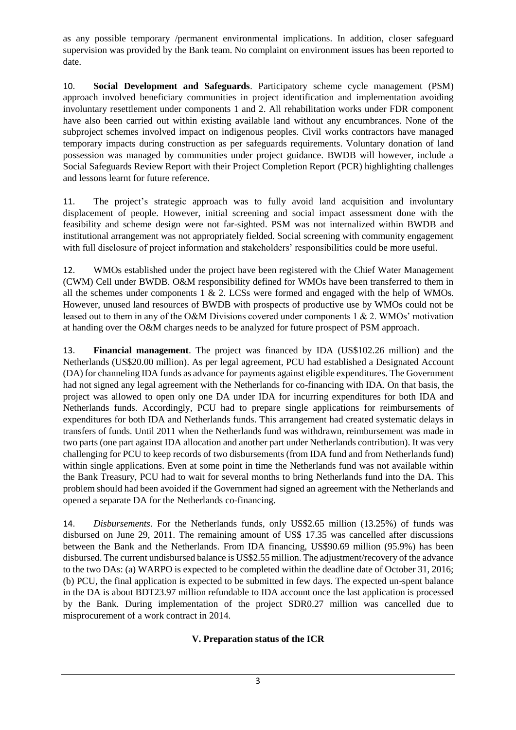as any possible temporary /permanent environmental implications. In addition, closer safeguard supervision was provided by the Bank team. No complaint on environment issues has been reported to date.

10. **Social Development and Safeguards**. Participatory scheme cycle management (PSM) approach involved beneficiary communities in project identification and implementation avoiding involuntary resettlement under components 1 and 2. All rehabilitation works under FDR component have also been carried out within existing available land without any encumbrances. None of the subproject schemes involved impact on indigenous peoples. Civil works contractors have managed temporary impacts during construction as per safeguards requirements. Voluntary donation of land possession was managed by communities under project guidance. BWDB will however, include a Social Safeguards Review Report with their Project Completion Report (PCR) highlighting challenges and lessons learnt for future reference.

11. The project's strategic approach was to fully avoid land acquisition and involuntary displacement of people. However, initial screening and social impact assessment done with the feasibility and scheme design were not far-sighted. PSM was not internalized within BWDB and institutional arrangement was not appropriately fielded. Social screening with community engagement with full disclosure of project information and stakeholders' responsibilities could be more useful.

12. WMOs established under the project have been registered with the Chief Water Management (CWM) Cell under BWDB. O&M responsibility defined for WMOs have been transferred to them in all the schemes under components 1 & 2. LCSs were formed and engaged with the help of WMOs. However, unused land resources of BWDB with prospects of productive use by WMOs could not be leased out to them in any of the O&M Divisions covered under components 1 & 2. WMOs' motivation at handing over the O&M charges needs to be analyzed for future prospect of PSM approach.

13. **Financial management**. The project was financed by IDA (US$102.26 million) and the Netherlands (US$20.00 million). As per legal agreement, PCU had established a Designated Account (DA) for channeling IDA funds as advance for payments against eligible expenditures. The Government had not signed any legal agreement with the Netherlands for co-financing with IDA. On that basis, the project was allowed to open only one DA under IDA for incurring expenditures for both IDA and Netherlands funds. Accordingly, PCU had to prepare single applications for reimbursements of expenditures for both IDA and Netherlands funds. This arrangement had created systematic delays in transfers of funds. Until 2011 when the Netherlands fund was withdrawn, reimbursement was made in two parts (one part against IDA allocation and another part under Netherlands contribution). It was very challenging for PCU to keep records of two disbursements (from IDA fund and from Netherlands fund) within single applications. Even at some point in time the Netherlands fund was not available within the Bank Treasury, PCU had to wait for several months to bring Netherlands fund into the DA. This problem should had been avoided if the Government had signed an agreement with the Netherlands and opened a separate DA for the Netherlands co-financing.

14. *Disbursements*. For the Netherlands funds, only US$2.65 million (13.25%) of funds was disbursed on June 29, 2011. The remaining amount of US$ 17.35 was cancelled after discussions between the Bank and the Netherlands. From IDA financing, US$90.69 million (95.9%) has been disbursed. The current undisbursed balance is US$2.55 million. The adjustment/recovery of the advance to the two DAs: (a) WARPO is expected to be completed within the deadline date of October 31, 2016; (b) PCU, the final application is expected to be submitted in few days. The expected un-spent balance in the DA is about BDT23.97 million refundable to IDA account once the last application is processed by the Bank. During implementation of the project SDR0.27 million was cancelled due to misprocurement of a work contract in 2014.

## V. Preparation status of the ICR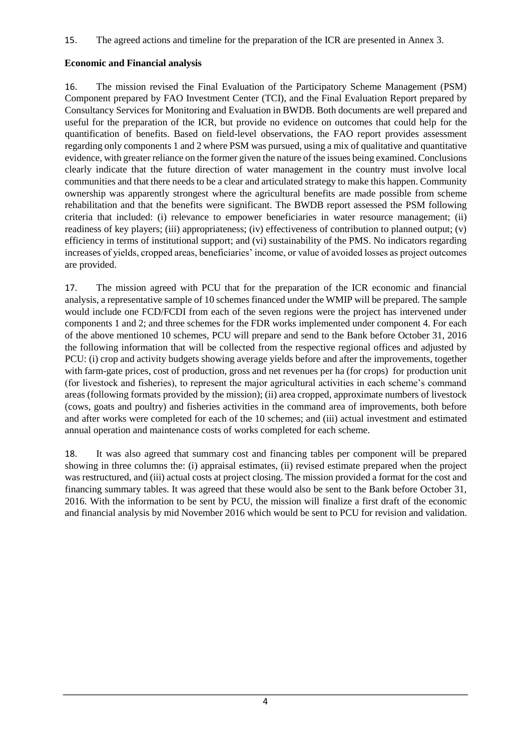15. The agreed actions and timeline for the preparation of the ICR are presented in Annex 3.

**Economic and Financial analysis**

16. The mission revised the Final Evaluation of the Participatory Scheme Management (PSM) Component prepared by FAO Investment Center (TCI), and the Final Evaluation Report prepared by Consultancy Services for Monitoring and Evaluation in BWDB. Both documents are well prepared and useful for the preparation of the ICR, but provide no evidence on outcomes that could help for the quantification of benefits. Based on field-level observations, the FAO report provides assessment regarding only components 1 and 2 where PSM was pursued, using a mix of qualitative and quantitative evidence, with greater reliance on the former given the nature of the issues being examined. Conclusions clearly indicate that the future direction of water management in the country must involve local communities and that there needs to be a clear and articulated strategy to make this happen. Community ownership was apparently strongest where the agricultural benefits are made possible from scheme rehabilitation and that the benefits were significant. The BWDB report assessed the PSM following criteria that included: (i) relevance to empower beneficiaries in water resource management; (ii) readiness of key players; (iii) appropriateness; (iv) effectiveness of contribution to planned output; (v) efficiency in terms of institutional support; and (vi) sustainability of the PMS. No indicators regarding increases of yields, cropped areas, beneficiaries' income, or value of avoided losses as project outcomes are provided.

17. The mission agreed with PCU that for the preparation of the ICR economic and financial analysis, a representative sample of 10 schemes financed under the WMIP will be prepared. The sample would include one FCD/FCDI from each of the seven regions were the project has intervened under components 1 and 2; and three schemes for the FDR works implemented under component 4. For each of the above mentioned 10 schemes, PCU will prepare and send to the Bank before October 31, 2016 the following information that will be collected from the respective regional offices and adjusted by PCU: (i) crop and activity budgets showing average yields before and after the improvements, together with farm-gate prices, cost of production, gross and net revenues per ha (for crops) for production unit (for livestock and fisheries), to represent the major agricultural activities in each scheme's command areas (following formats provided by the mission); (ii) area cropped, approximate numbers of livestock (cows, goats and poultry) and fisheries activities in the command area of improvements, both before and after works were completed for each of the 10 schemes; and (iii) actual investment and estimated annual operation and maintenance costs of works completed for each scheme.

18. It was also agreed that summary cost and financing tables per component will be prepared showing in three columns the: (i) appraisal estimates, (ii) revised estimate prepared when the project was restructured, and (iii) actual costs at project closing. The mission provided a format for the cost and financing summary tables. It was agreed that these would also be sent to the Bank before October 31, 2016. With the information to be sent by PCU, the mission will finalize a first draft of the economic and financial analysis by mid November 2016 which would be sent to PCU for revision and validation.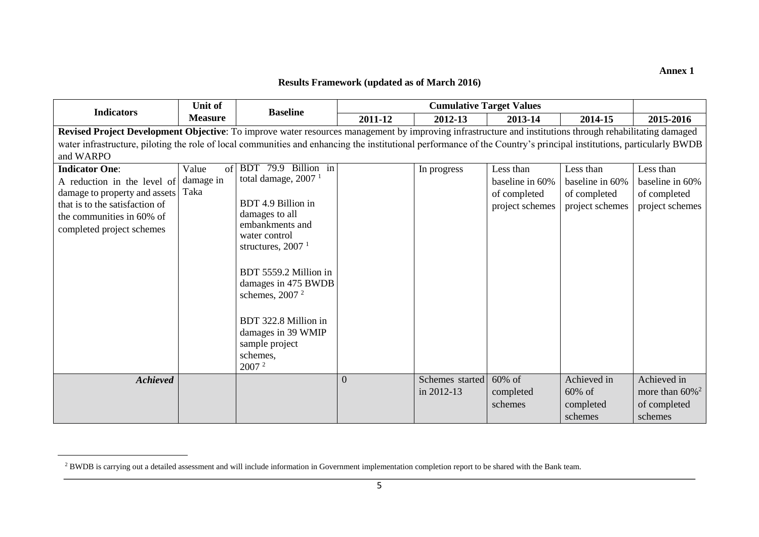**Annex 1**

## Results Framework (updated as of March 2016)

| Indicators | Unit of Measure | Baseline | Cumulative Target Values | | | | |
|---|---|---|---|---|---|---|---|
| | | | 2011-12 | 2012-13 | 2013-14 | 2014-15 | 2015-2016 |
| **Revised Project Development Objective**: To improve water resources management by improving infrastructure and institutions through rehabilitating damaged water infrastructure, piloting the role of local communities and enhancing the institutional performance of the Country's principal institutions, particularly BWDB and WARPO | | | | | | | |
| **Indicator One**: A reduction in the level of damage to property and assets that is to the satisfaction of the communities in 60% of completed project schemes | Value of damage in Taka | BDT 79.9 Billion in total damage, 2007 [1]<br><br>BDT 4.9 Billion in damages to all embankments and water control structures, 2007 [1]<br><br>BDT 5559.2 Million in damages in 475 BWDB schemes, 2007 [2]<br><br>BDT 322.8 Million in damages in 39 WMIP sample project schemes, 2007 [2] | | In progress | Less than baseline in 60% of completed project schemes | Less than baseline in 60% of completed project schemes | Less than baseline in 60% of completed project schemes |
| ***Achieved*** | | | 0 | Schemes started in 2012-13 | 60% of completed schemes | Achieved in 60% of completed schemes | Achieved in more than 60%[2] of completed schemes |

[2] BWDB is carrying out a detailed assessment and will include information in Government implementation completion report to be shared with the Bank team.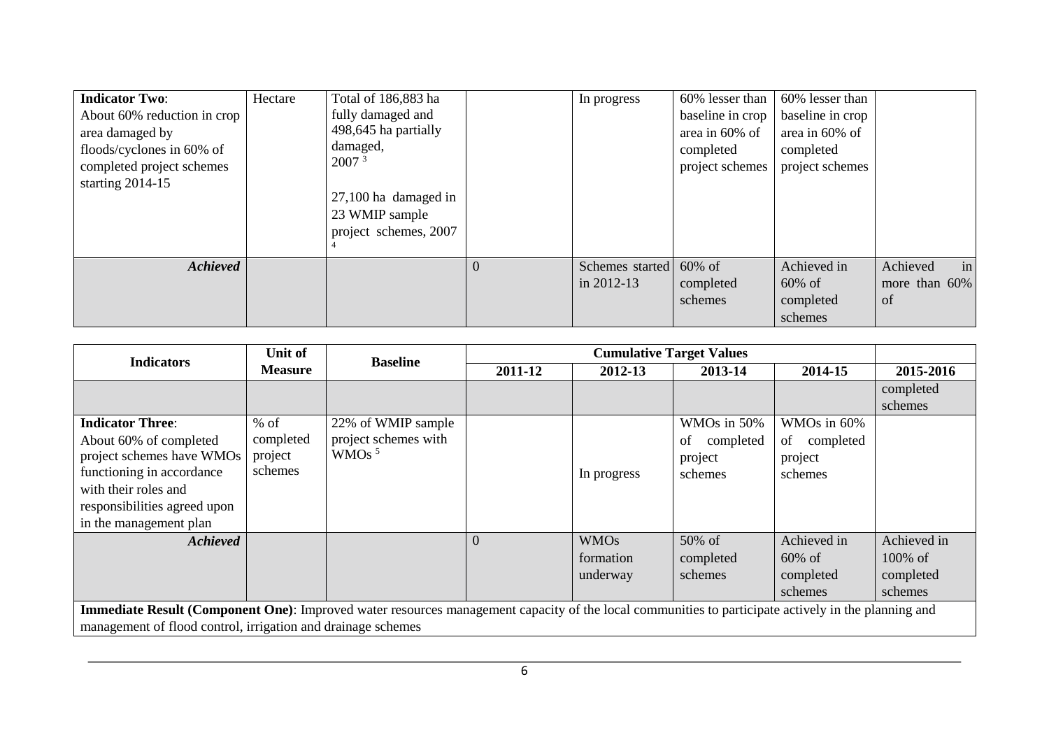| Indicators | Unit of Measure | Baseline | Cumulative Target Values | | | | |
|---|---|---|---|---|---|---|---|
| | | | 2011-12 | 2012-13 | 2013-14 | 2014-15 | 2015-2016 |
| **Indicator Two**: About 60% reduction in crop area damaged by floods/cyclones in 60% of completed project schemes starting 2014-15 | Hectare | Total of 186,883 ha fully damaged and 498,645 ha partially damaged, 2007 [3]<br><br>27,100 ha damaged in 23 WMIP sample project schemes, 2007 [4] | | In progress | 60% lesser than baseline in crop area in 60% of completed project schemes | 60% lesser than baseline in crop area in 60% of completed project schemes | |
| ***Achieved*** | | | 0 | Schemes started in 2012-13 | 60% of completed schemes | Achieved in 60% of completed schemes | Achieved in more than 60% of completed schemes |
| **Indicator Three**: About 60% of completed project schemes have WMOs functioning in accordance with their roles and responsibilities agreed upon in the management plan | % of completed project schemes | 22% of WMIP sample project schemes with WMOs [5] | | In progress | WMOs in 50% of completed project schemes | WMOs in 60% of completed project schemes | |
| ***Achieved*** | | | 0 | WMOs formation underway | 50% of completed schemes | Achieved in 60% of completed schemes | Achieved in 100% of completed schemes |
| **Immediate Result (Component One)**: Improved water resources management capacity of the local communities to participate actively in the planning and management of flood control, irrigation and drainage schemes | | | | | | | |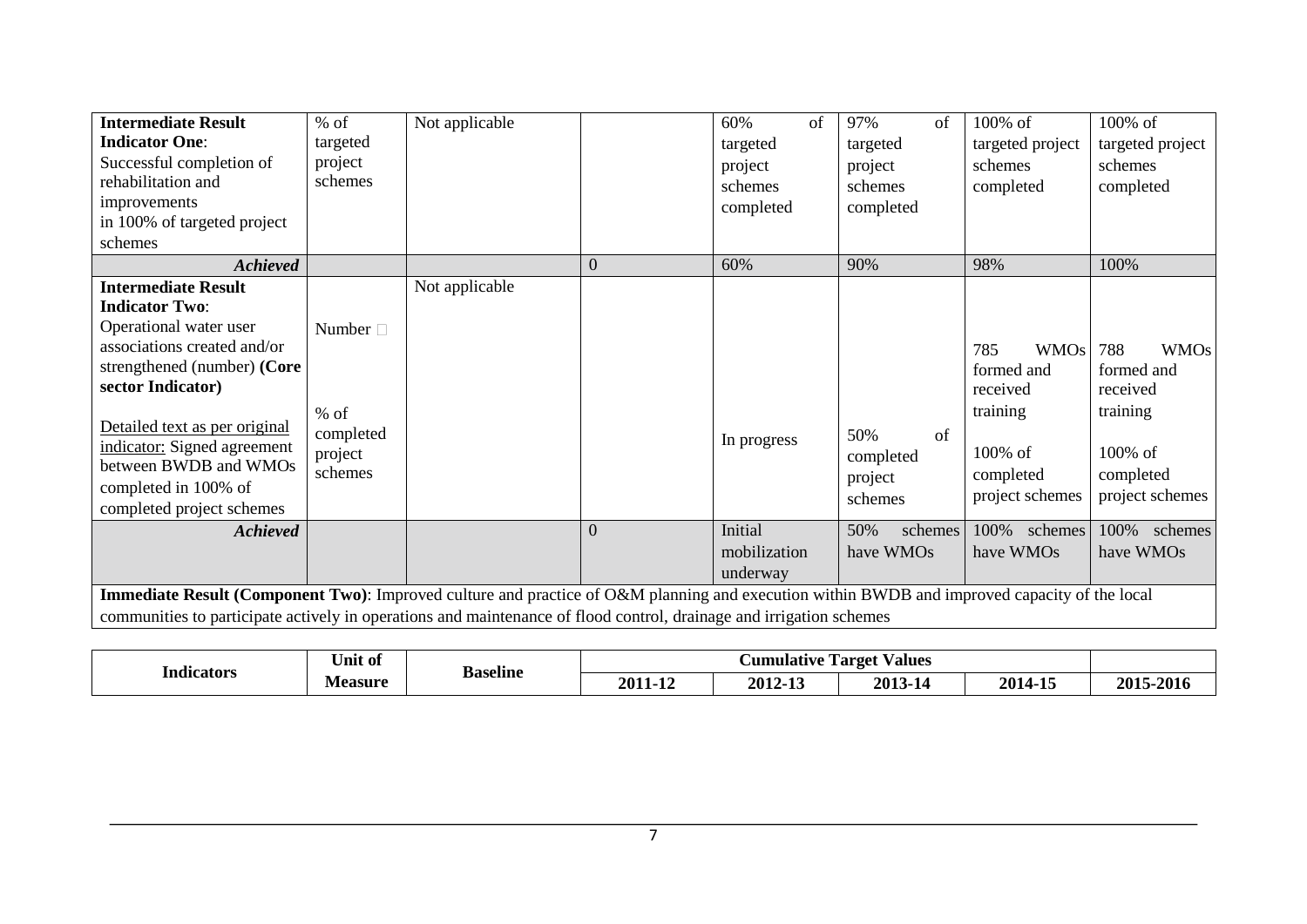| Indicators | Unit of Measure | Baseline | 2011-12 | 2012-13 | 2013-14 | 2014-15 | 2015-2016 |
|---|---|---|---|---|---|---|---|
| **Intermediate Result Indicator One**: Successful completion of rehabilitation and improvements in 100% of targeted project schemes | % of targeted project schemes | Not applicable | | 60% of targeted project schemes completed | 97% of targeted project schemes completed | 100% of targeted project schemes completed | 100% of targeted project schemes completed |
| ***Achieved*** | | | 0 | 60% | 90% | 98% | 100% |
| **Intermediate Result Indicator Two**: Operational water user associations created and/or strengthened (number) **(Core sector Indicator)**<br><br><u>Detailed text as per original indicator:</u> Signed agreement between BWDB and WMOs completed in 100% of completed project schemes | Number<br><br>% of completed project schemes | Not applicable | | In progress | 50% of completed project schemes | 785 WMOs formed and received training<br><br>100% of completed project schemes | 788 WMOs formed and received training<br><br>100% of completed project schemes |
| ***Achieved*** | | | 0 | Initial mobilization underway | 50% schemes have WMOs | 100% schemes have WMOs | 100% schemes have WMOs |
| **Immediate Result (Component Two)**: Improved culture and practice of O&M planning and execution within BWDB and improved capacity of the local communities to participate actively in operations and maintenance of flood control, drainage and irrigation schemes | | | | | | | |

| Indicators | Unit of Measure | Baseline | Cumulative Target Values | | | | |
|---|---|---|---|---|---|---|---|
| | | | 2011-12 | 2012-13 | 2013-14 | 2014-15 | 2015-2016 |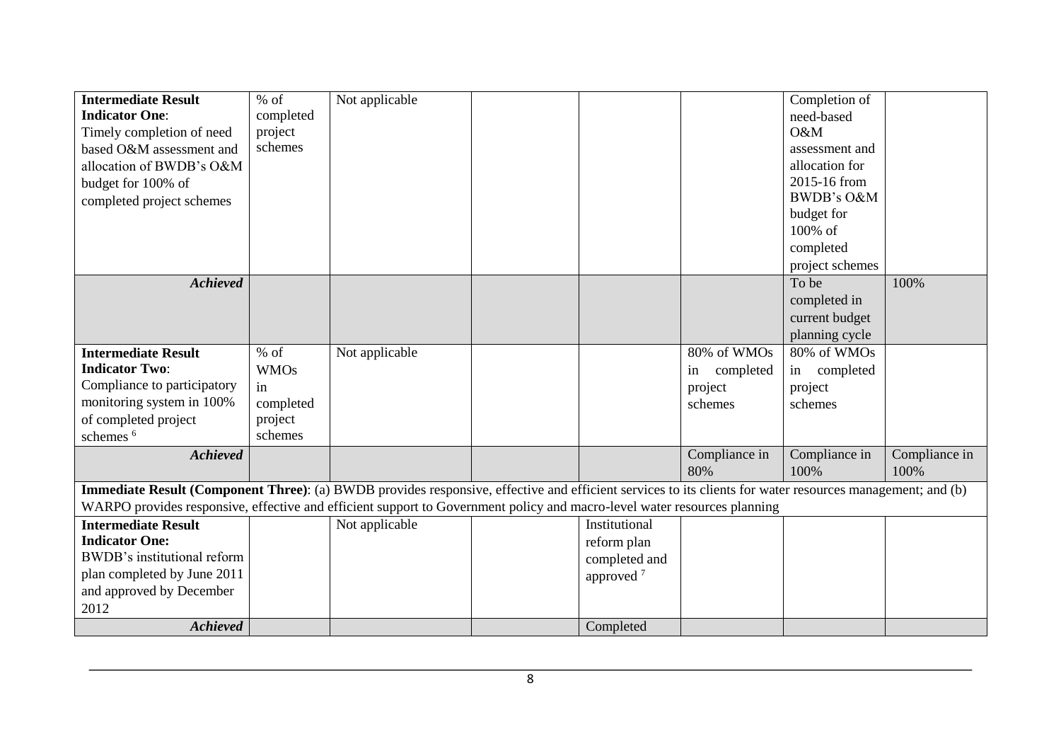| | | | | | | | |
|---|---|---|---|---|---|---|---|
| **Intermediate Result Indicator One**: Timely completion of need based O&M assessment and allocation of BWDB's O&M budget for 100% of completed project schemes | % of completed project schemes | Not applicable | | | | Completion of need-based O&M assessment and allocation for 2015-16 from BWDB's O&M budget for 100% of completed project schemes | |
| ***Achieved*** | | | | | | To be completed in current budget planning cycle | 100% |
| **Intermediate Result Indicator Two**: Compliance to participatory monitoring system in 100% of completed project schemes [6] | % of WMOs in completed project schemes | Not applicable | | | 80% of WMOs in completed project schemes | 80% of WMOs in completed project schemes | |
| ***Achieved*** | | | | | Compliance in 80% | Compliance in 100% | Compliance in 100% |
| **Immediate Result (Component Three)**: (a) BWDB provides responsive, effective and efficient services to its clients for water resources management; and (b) WARPO provides responsive, effective and efficient support to Government policy and macro-level water resources planning | | | | | | | |
| **Intermediate Result Indicator One:** BWDB's institutional reform plan completed by June 2011 and approved by December 2012 | | Not applicable | | Institutional reform plan completed and approved [7] | | | |
| ***Achieved*** | | | | Completed | | | |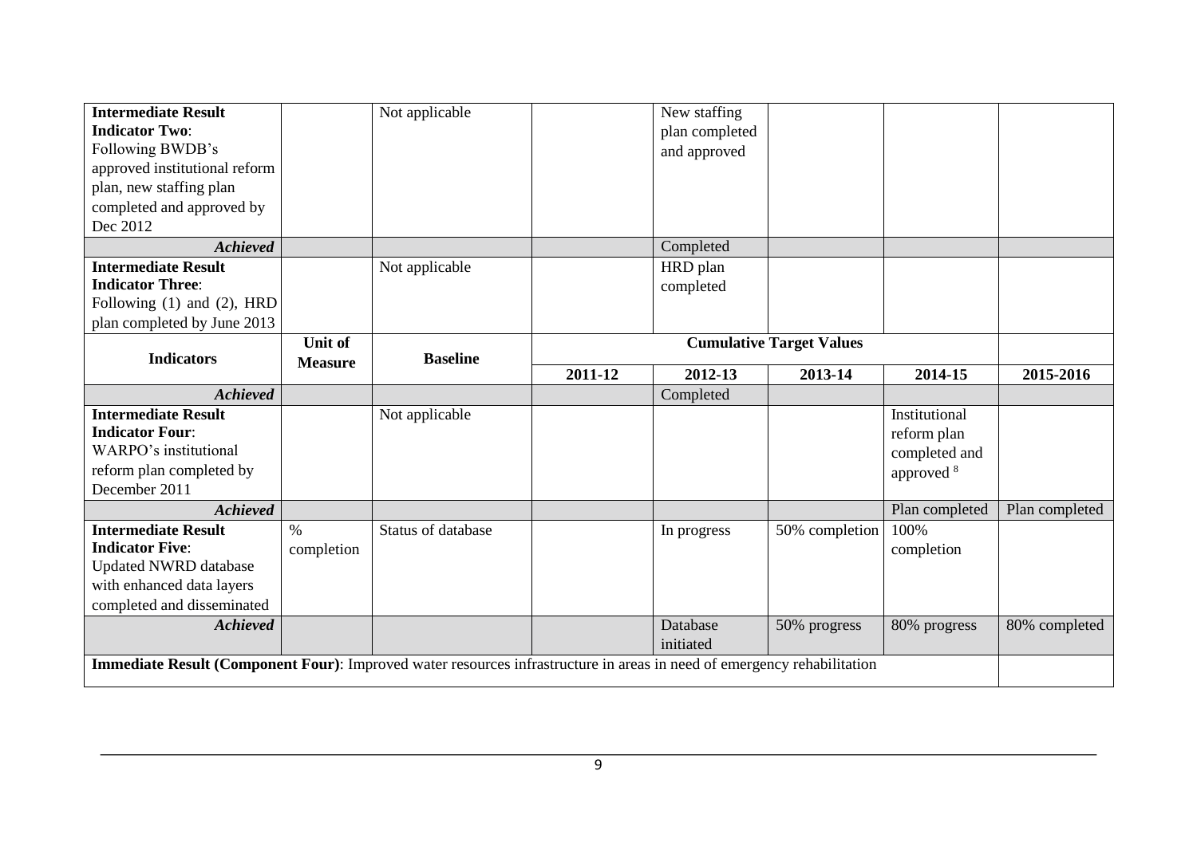| **Intermediate Result Indicator Two**: Following BWDB's approved institutional reform plan, new staffing plan completed and approved by Dec 2012 | | Not applicable | | New staffing plan completed and approved | | | |
|---|---|---|---|---|---|---|---|
| ***Achieved*** | | | | Completed | | | |
| **Intermediate Result Indicator Three**: Following (1) and (2), HRD plan completed by June 2013 | | Not applicable | | HRD plan completed | | | |
| **Indicators** | **Unit of Measure** | **Baseline** | **Cumulative Target Values** | | | | |
| | | | **2011-12** | **2012-13** | **2013-14** | **2014-15** | **2015-2016** |
| ***Achieved*** | | | | Completed | | | |
| **Intermediate Result Indicator Four**: WARPO's institutional reform plan completed by December 2011 | | Not applicable | | | | Institutional reform plan completed and approved [8] | |
| ***Achieved*** | | | | | | Plan completed | Plan completed |
| **Intermediate Result Indicator Five**: Updated NWRD database with enhanced data layers completed and disseminated | % completion | Status of database | | In progress | 50% completion | 100% completion | |
| ***Achieved*** | | | | Database initiated | 50% progress | 80% progress | 80% completed |
| **Immediate Result (Component Four)**: Improved water resources infrastructure in areas in need of emergency rehabilitation | | | | | | | |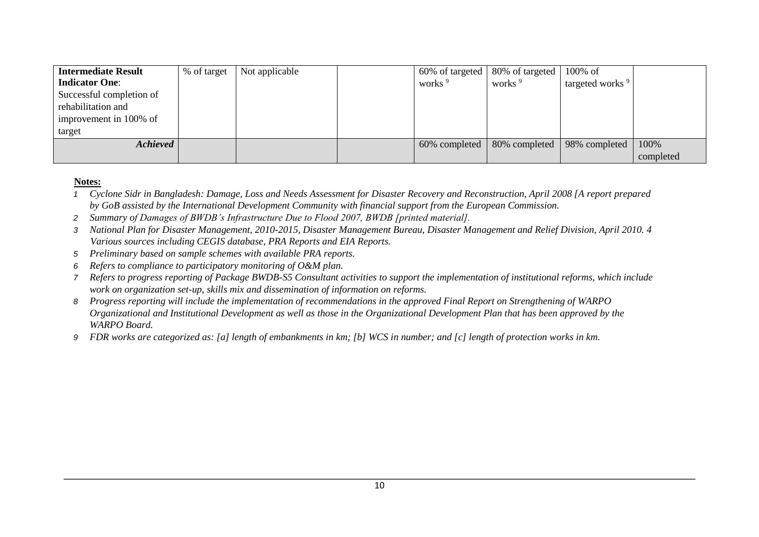| **Intermediate Result Indicator One**: Successful completion of rehabilitation and improvement in 100% of target | % of target | Not applicable | | 60% of targeted works [9] | 80% of targeted works [9] | 100% of targeted works [9] | |
|---|---|---|---|---|---|---|---|
| ***Achieved*** | | | | 60% completed | 80% completed | 98% completed | 100% completed |

**Notes:**

1. *Cyclone Sidr in Bangladesh: Damage, Loss and Needs Assessment for Disaster Recovery and Reconstruction, April 2008 [A report prepared by GoB assisted by the International Development Community with financial support from the European Commission.*
2. *Summary of Damages of BWDB's Infrastructure Due to Flood 2007, BWDB [printed material].*
3. *National Plan for Disaster Management, 2010-2015, Disaster Management Bureau, Disaster Management and Relief Division, April 2010. 4 Various sources including CEGIS database, PRA Reports and EIA Reports.*
5. *Preliminary based on sample schemes with available PRA reports.*
6. *Refers to compliance to participatory monitoring of O&M plan.*
7. *Refers to progress reporting of Package BWDB-S5 Consultant activities to support the implementation of institutional reforms, which include work on organization set-up, skills mix and dissemination of information on reforms.*
8. *Progress reporting will include the implementation of recommendations in the approved Final Report on Strengthening of WARPO Organizational and Institutional Development as well as those in the Organizational Development Plan that has been approved by the WARPO Board.*
9. *FDR works are categorized as: [a] length of embankments in km; [b] WCS in number; and [c] length of protection works in km.*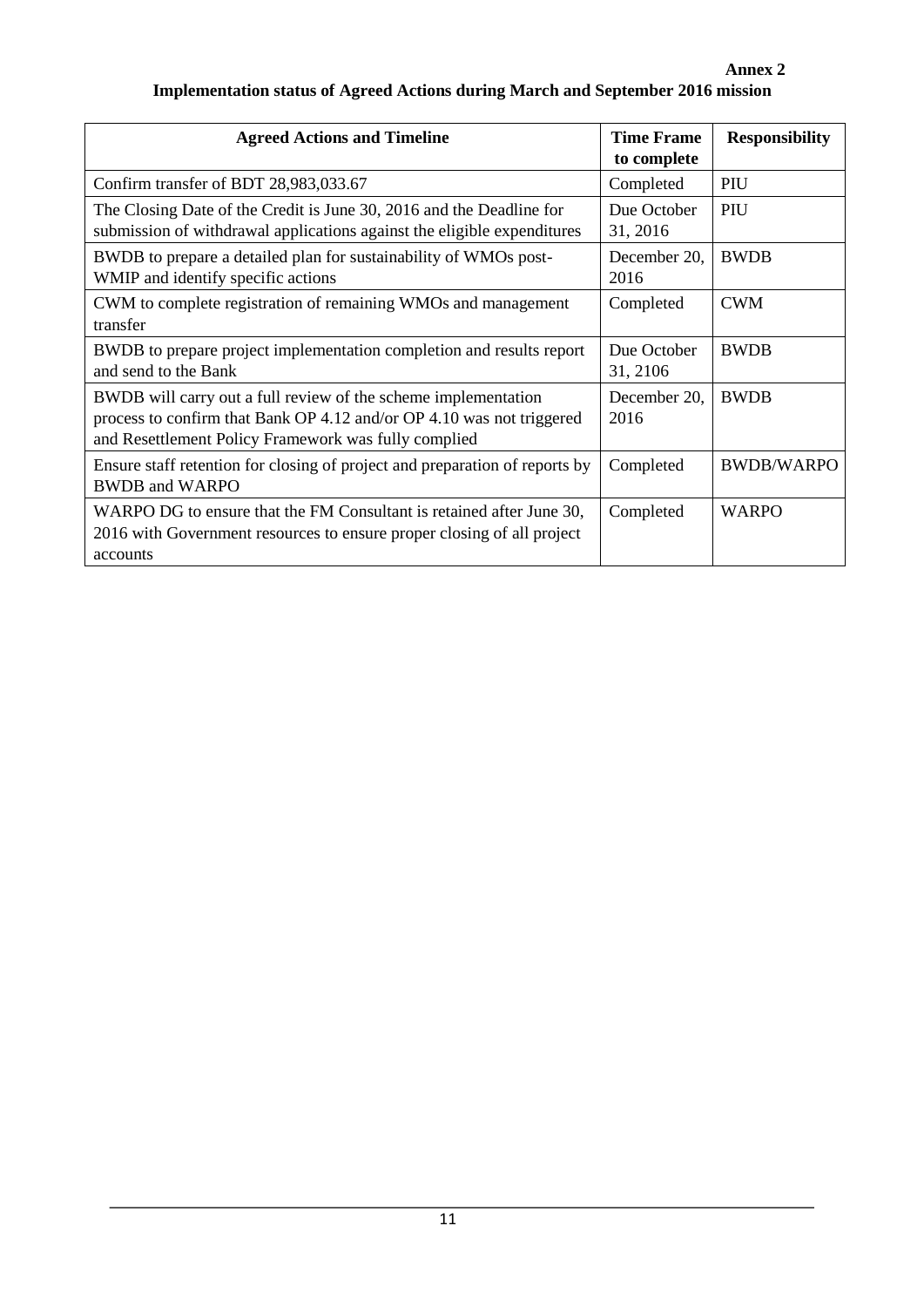**Annex 2**

**Implementation status of Agreed Actions during March and September 2016 mission**

| **Agreed Actions and Timeline** | **Time Frame to complete** | **Responsibility** |
|---|---|---|
| Confirm transfer of BDT 28,983,033.67 | Completed | PIU |
| The Closing Date of the Credit is June 30, 2016 and the Deadline for submission of withdrawal applications against the eligible expenditures | Due October 31, 2016 | PIU |
| BWDB to prepare a detailed plan for sustainability of WMOs post-WMIP and identify specific actions | December 20, 2016 | BWDB |
| CWM to complete registration of remaining WMOs and management transfer | Completed | CWM |
| BWDB to prepare project implementation completion and results report and send to the Bank | Due October 31, 2106 | BWDB |
| BWDB will carry out a full review of the scheme implementation process to confirm that Bank OP 4.12 and/or OP 4.10 was not triggered and Resettlement Policy Framework was fully complied | December 20, 2016 | BWDB |
| Ensure staff retention for closing of project and preparation of reports by BWDB and WARPO | Completed | BWDB/WARPO |
| WARPO DG to ensure that the FM Consultant is retained after June 30, 2016 with Government resources to ensure proper closing of all project accounts | Completed | WARPO |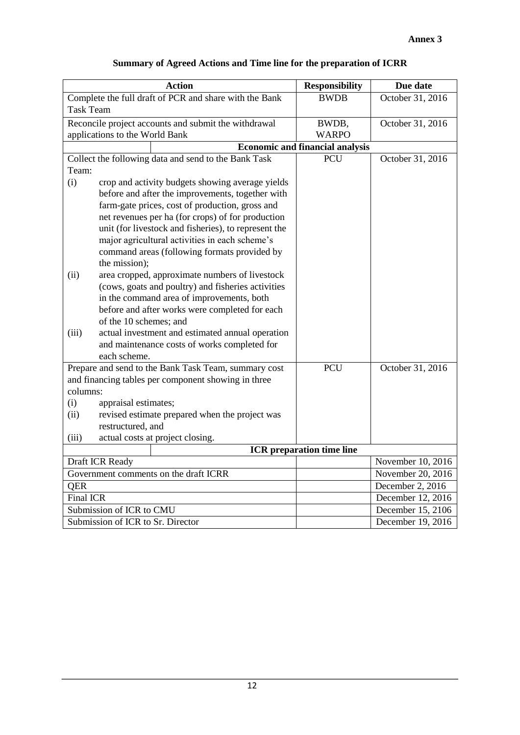**Annex 3**

## Summary of Agreed Actions and Time line for the preparation of ICRR

| Action | Responsibility | Due date |
|---|---|---|
| Complete the full draft of PCR and share with the Bank Task Team | BWDB | October 31, 2016 |
| Reconcile project accounts and submit the withdrawal applications to the World Bank | BWDB, WARPO | October 31, 2016 |
| **Economic and financial analysis** | | |
| Collect the following data and send to the Bank Task Team:<br>(i) crop and activity budgets showing average yields before and after the improvements, together with farm-gate prices, cost of production, gross and net revenues per ha (for crops) of for production unit (for livestock and fisheries), to represent the major agricultural activities in each scheme's command areas (following formats provided by the mission);<br>(ii) area cropped, approximate numbers of livestock (cows, goats and poultry) and fisheries activities in the command area of improvements, both before and after works were completed for each of the 10 schemes; and<br>(iii) actual investment and estimated annual operation and maintenance costs of works completed for each scheme. | PCU | October 31, 2016 |
| Prepare and send to the Bank Task Team, summary cost and financing tables per component showing in three columns:<br>(i) appraisal estimates;<br>(ii) revised estimate prepared when the project was restructured, and<br>(iii) actual costs at project closing. | PCU | October 31, 2016 |
| **ICR preparation time line** | | |
| Draft ICR Ready | | November 10, 2016 |
| Government comments on the draft ICRR | | November 20, 2016 |
| QER | | December 2, 2016 |
| Final ICR | | December 12, 2016 |
| Submission of ICR to CMU | | December 15, 2106 |
| Submission of ICR to Sr. Director | | December 19, 2016 |